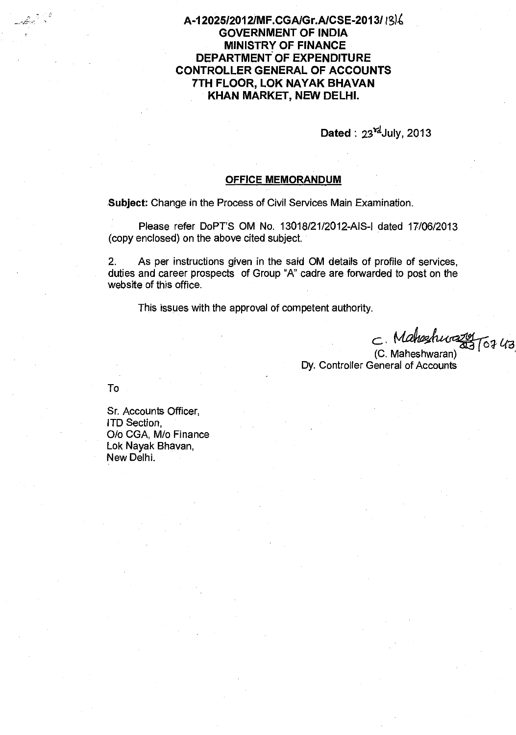**A-12025/2012/MF.CGA/Gr.A/CSE-2013/ 1316**

**GOVERNMENT OF INDIA**
**MINISTRY OF FINANCE**
**DEPARTMENT OF EXPENDITURE**
**CONTROLLER GENERAL OF ACCOUNTS**
**7TH FLOOR, LOK NAYAK BHAVAN**
**KHAN MARKET, NEW DELHI.**

**Dated** : 23rd July, 2013

## OFFICE MEMORANDUM

**Subject:** Change in the Process of Civil Services Main Examination.

Please refer DoPT'S OM No. 13018/21/2012-AIS-I dated 17/06/2013 (copy enclosed) on the above cited subject.

2. As per instructions given in the said OM details of profile of services, duties and career prospects of Group "A" cadre are forwarded to post on the website of this office.

This issues with the approval of competent authority.

C. Maheshwaran 23/07/13

(C. Maheshwaran)
Dy. Controller General of Accounts

To

Sr. Accounts Officer,
ITD Section,
O/o CGA, M/o Finance
Lok Nayak Bhavan,
New Delhi.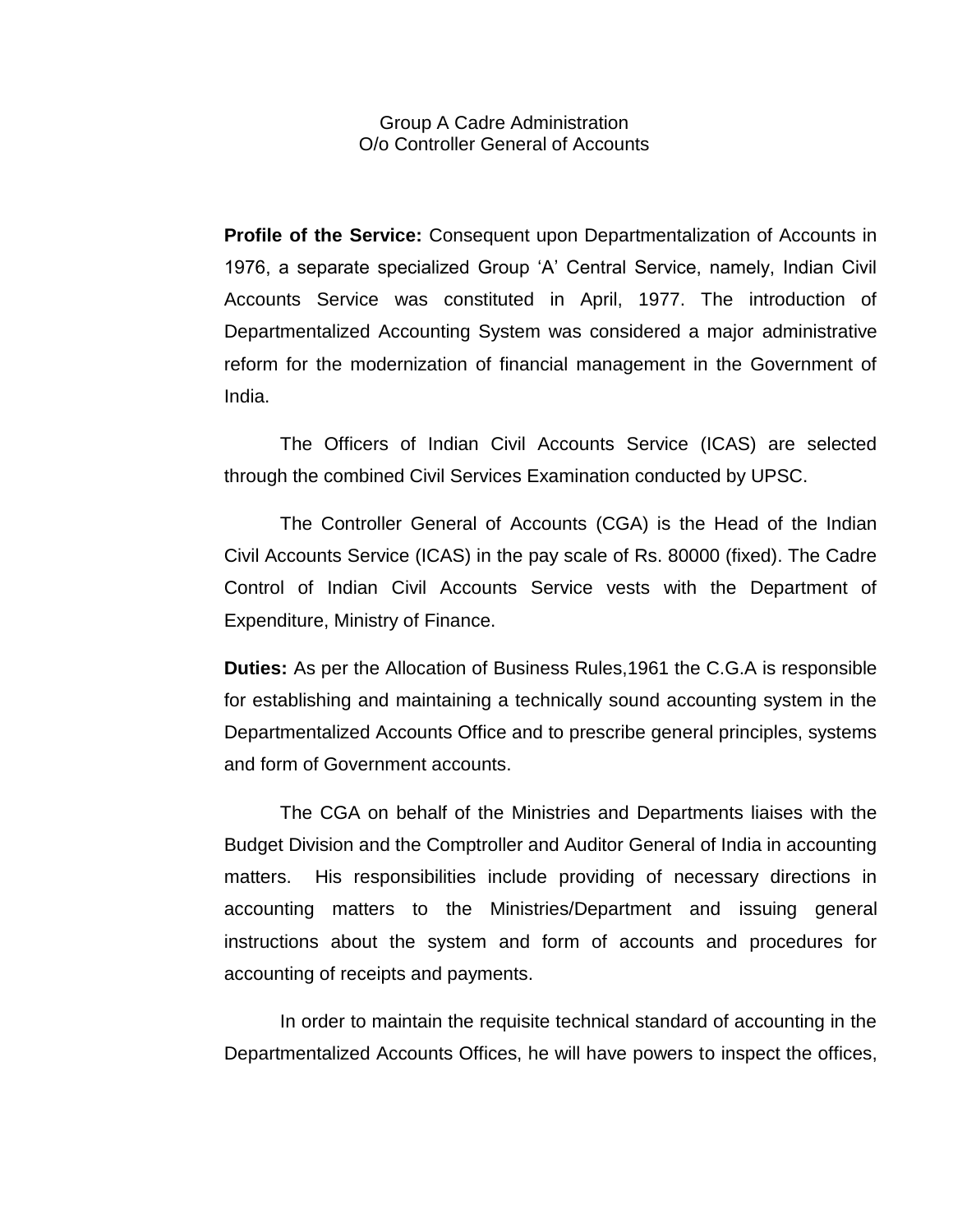Group A Cadre Administration
O/o Controller General of Accounts

**Profile of the Service:** Consequent upon Departmentalization of Accounts in 1976, a separate specialized Group 'A' Central Service, namely, Indian Civil Accounts Service was constituted in April, 1977. The introduction of Departmentalized Accounting System was considered a major administrative reform for the modernization of financial management in the Government of India.

The Officers of Indian Civil Accounts Service (ICAS) are selected through the combined Civil Services Examination conducted by UPSC.

The Controller General of Accounts (CGA) is the Head of the Indian Civil Accounts Service (ICAS) in the pay scale of Rs. 80000 (fixed). The Cadre Control of Indian Civil Accounts Service vests with the Department of Expenditure, Ministry of Finance.

**Duties:** As per the Allocation of Business Rules,1961 the C.G.A is responsible for establishing and maintaining a technically sound accounting system in the Departmentalized Accounts Office and to prescribe general principles, systems and form of Government accounts.

The CGA on behalf of the Ministries and Departments liaises with the Budget Division and the Comptroller and Auditor General of India in accounting matters. His responsibilities include providing of necessary directions in accounting matters to the Ministries/Department and issuing general instructions about the system and form of accounts and procedures for accounting of receipts and payments.

In order to maintain the requisite technical standard of accounting in the Departmentalized Accounts Offices, he will have powers to inspect the offices,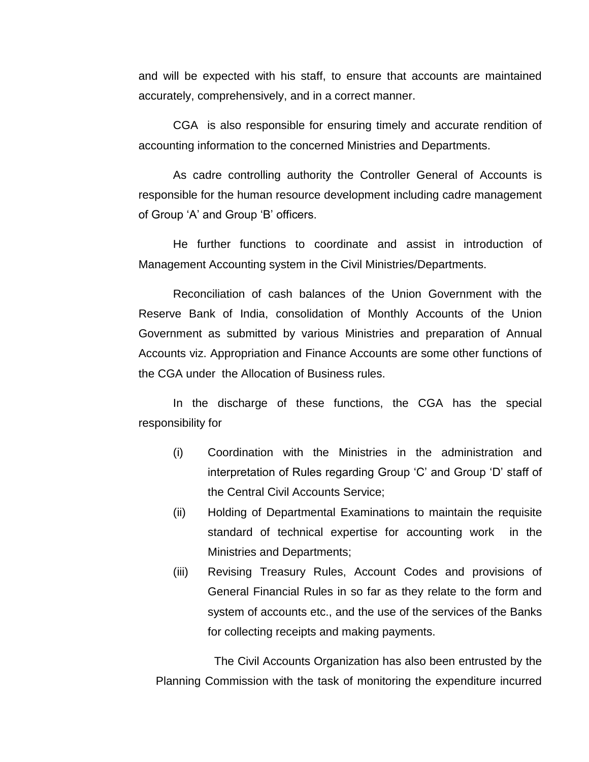and will be expected with his staff, to ensure that accounts are maintained accurately, comprehensively, and in a correct manner.

CGA is also responsible for ensuring timely and accurate rendition of accounting information to the concerned Ministries and Departments.

As cadre controlling authority the Controller General of Accounts is responsible for the human resource development including cadre management of Group 'A' and Group 'B' officers.

He further functions to coordinate and assist in introduction of Management Accounting system in the Civil Ministries/Departments.

Reconciliation of cash balances of the Union Government with the Reserve Bank of India, consolidation of Monthly Accounts of the Union Government as submitted by various Ministries and preparation of Annual Accounts viz. Appropriation and Finance Accounts are some other functions of the CGA under the Allocation of Business rules.

In the discharge of these functions, the CGA has the special responsibility for

(i) Coordination with the Ministries in the administration and interpretation of Rules regarding Group 'C' and Group 'D' staff of the Central Civil Accounts Service;

(ii) Holding of Departmental Examinations to maintain the requisite standard of technical expertise for accounting work in the Ministries and Departments;

(iii) Revising Treasury Rules, Account Codes and provisions of General Financial Rules in so far as they relate to the form and system of accounts etc., and the use of the services of the Banks for collecting receipts and making payments.

The Civil Accounts Organization has also been entrusted by the Planning Commission with the task of monitoring the expenditure incurred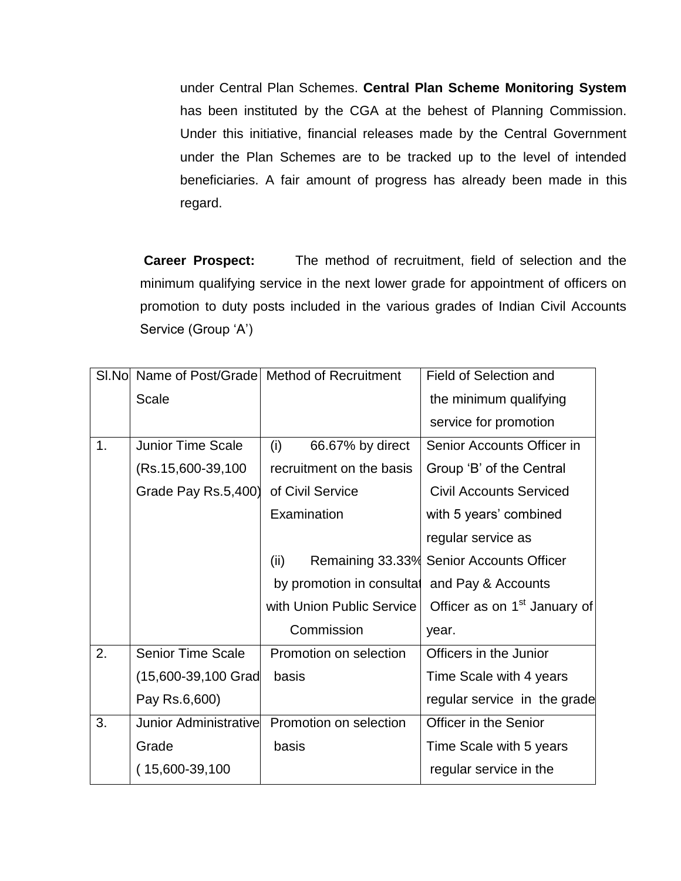under Central Plan Schemes. **Central Plan Scheme Monitoring System** has been instituted by the CGA at the behest of Planning Commission. Under this initiative, financial releases made by the Central Government under the Plan Schemes are to be tracked up to the level of intended beneficiaries. A fair amount of progress has already been made in this regard.

**Career Prospect:** The method of recruitment, field of selection and the minimum qualifying service in the next lower grade for appointment of officers on promotion to duty posts included in the various grades of Indian Civil Accounts Service (Group 'A')

| Sl.No | Name of Post/Grade Scale | Method of Recruitment | Field of Selection and the minimum qualifying service for promotion |
|---|---|---|---|
| 1. | Junior Time Scale (Rs.15,600-39,100 Grade Pay Rs.5,400) | (i) 66.67% by direct recruitment on the basis of Civil Service Examination<br><br>(ii) Remaining 33.33% by promotion in consultat with Union Public Service Commission | Senior Accounts Officer in Group 'B' of the Central Civil Accounts Serviced with 5 years' combined regular service as Senior Accounts Officer and Pay & Accounts Officer as on 1st January of year. |
| 2. | Senior Time Scale (15,600-39,100 Grad Pay Rs.6,600) | Promotion on selection basis | Officers in the Junior Time Scale with 4 years regular service in the grade |
| 3. | Junior Administrative Grade ( 15,600-39,100 | Promotion on selection basis | Officer in the Senior Time Scale with 5 years regular service in the |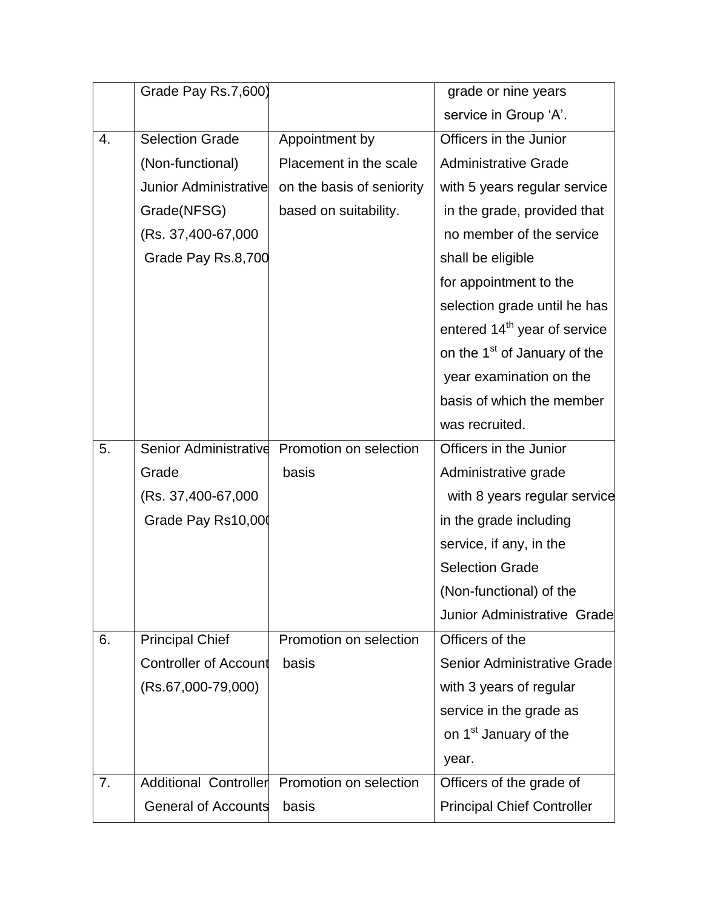| | | | |
|---|---|---|---|
| | Grade Pay Rs.7,600) | | grade or nine years service in Group 'A'. |
| 4. | Selection Grade (Non-functional) Junior Administrative Grade(NFSG) (Rs. 37,400-67,000 Grade Pay Rs.8,700 | Appointment by Placement in the scale on the basis of seniority based on suitability. | Officers in the Junior Administrative Grade with 5 years regular service in the grade, provided that no member of the service shall be eligible for appointment to the selection grade until he has entered 14th year of service on the 1st of January of the year examination on the basis of which the member was recruited. |
| 5. | Senior Administrative Grade (Rs. 37,400-67,000 Grade Pay Rs10,000 | Promotion on selection basis | Officers in the Junior Administrative grade with 8 years regular service in the grade including service, if any, in the Selection Grade (Non-functional) of the Junior Administrative Grade |
| 6. | Principal Chief Controller of Accounts (Rs.67,000-79,000) | Promotion on selection basis | Officers of the Senior Administrative Grade with 3 years of regular service in the grade as on 1st January of the year. |
| 7. | Additional Controller General of Accounts | Promotion on selection basis | Officers of the grade of Principal Chief Controller |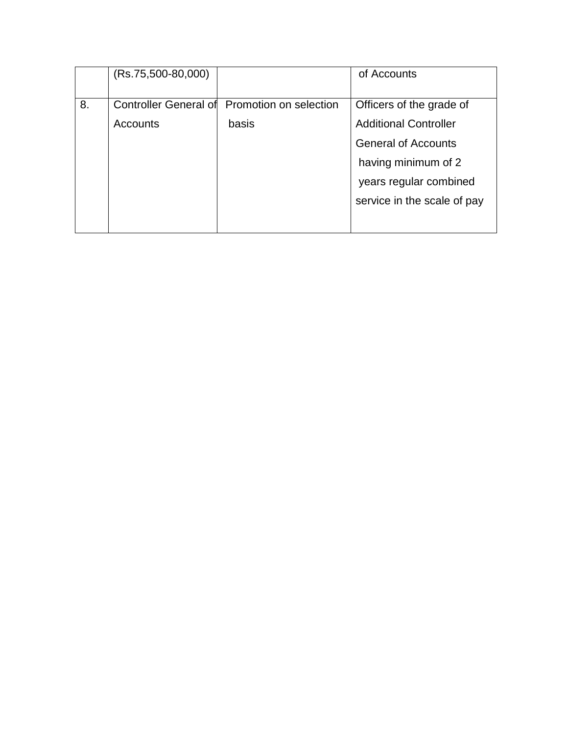| | | | |
|---|---|---|---|
| | (Rs.75,500-80,000) | | of Accounts |
| 8. | Controller General of Accounts | Promotion on selection basis | Officers of the grade of Additional Controller General of Accounts having minimum of 2 years regular combined service in the scale of pay |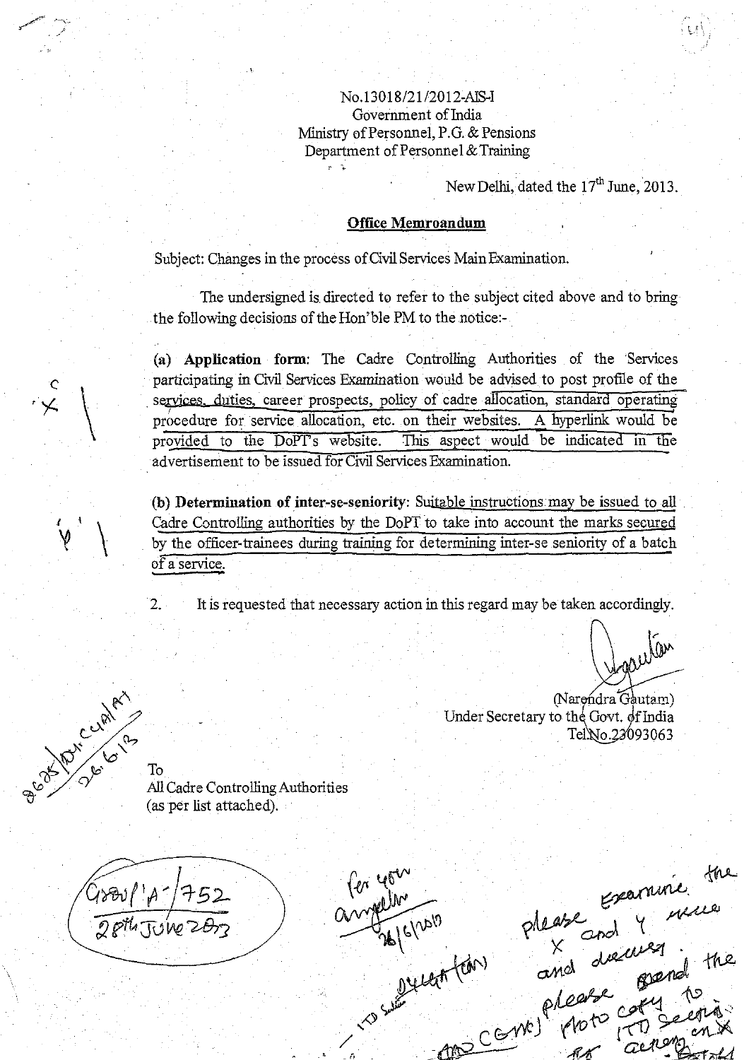No.13018/21/2012-AIS-I
Government of India
Ministry of Personnel, P.G. & Pensions
Department of Personnel & Training

New Delhi, dated the 17th June, 2013.

**Office Memroandum**

Subject: Changes in the process of Civil Services Main Examination.

The undersigned is directed to refer to the subject cited above and to bring the following decisions of the Hon'ble PM to the notice:-

**(a) Application form**: The Cadre Controlling Authorities of the Services participating in Civil Services Examination would be advised to post profile of the services, duties, career prospects, policy of cadre allocation, standard operating procedure for service allocation, etc. on their websites. A hyperlink would be provided to the DoPT's website. This aspect would be indicated in the advertisement to be issued for Civil Services Examination.

**(b) Determination of inter-se-seniority**: Suitable instructions may be issued to all Cadre Controlling authorities by the DoPT to take into account the marks secured by the officer-trainees during training for determining inter-se seniority of a batch of a service.

2. It is requested that necessary action in this regard may be taken accordingly.

(Narendra Gautam)
Under Secretary to the Govt. of India
Tel.No.23093063

To
All Cadre Controlling Authorities
(as per list attached).

Group 'A'/752
28th June 2013

For your approval
26/6/2013

please Examine the X and Y issue and discuss. please send the photo copy to ITD section